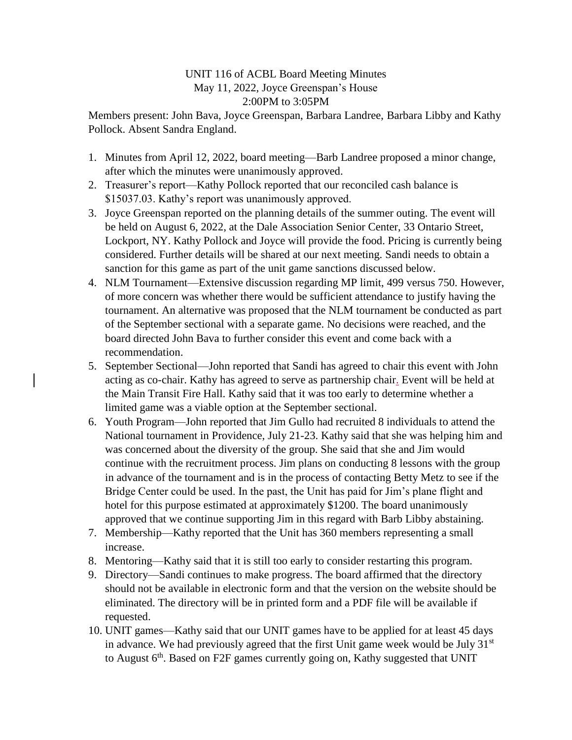UNIT 116 of ACBL Board Meeting Minutes
May 11, 2022, Joyce Greenspan's House
2:00PM to 3:05PM

Members present: John Bava, Joyce Greenspan, Barbara Landree, Barbara Libby and Kathy Pollock. Absent Sandra England.

1. Minutes from April 12, 2022, board meeting—Barb Landree proposed a minor change, after which the minutes were unanimously approved.
2. Treasurer's report—Kathy Pollock reported that our reconciled cash balance is $15037.03. Kathy's report was unanimously approved.
3. Joyce Greenspan reported on the planning details of the summer outing. The event will be held on August 6, 2022, at the Dale Association Senior Center, 33 Ontario Street, Lockport, NY. Kathy Pollock and Joyce will provide the food. Pricing is currently being considered. Further details will be shared at our next meeting. Sandi needs to obtain a sanction for this game as part of the unit game sanctions discussed below.
4. NLM Tournament—Extensive discussion regarding MP limit, 499 versus 750. However, of more concern was whether there would be sufficient attendance to justify having the tournament. An alternative was proposed that the NLM tournament be conducted as part of the September sectional with a separate game. No decisions were reached, and the board directed John Bava to further consider this event and come back with a recommendation.
5. September Sectional—John reported that Sandi has agreed to chair this event with John acting as co-chair. Kathy has agreed to serve as partnership chair. Event will be held at the Main Transit Fire Hall. Kathy said that it was too early to determine whether a limited game was a viable option at the September sectional.
6. Youth Program—John reported that Jim Gullo had recruited 8 individuals to attend the National tournament in Providence, July 21-23. Kathy said that she was helping him and was concerned about the diversity of the group. She said that she and Jim would continue with the recruitment process. Jim plans on conducting 8 lessons with the group in advance of the tournament and is in the process of contacting Betty Metz to see if the Bridge Center could be used. In the past, the Unit has paid for Jim's plane flight and hotel for this purpose estimated at approximately $1200. The board unanimously approved that we continue supporting Jim in this regard with Barb Libby abstaining.
7. Membership—Kathy reported that the Unit has 360 members representing a small increase.
8. Mentoring—Kathy said that it is still too early to consider restarting this program.
9. Directory—Sandi continues to make progress. The board affirmed that the directory should not be available in electronic form and that the version on the website should be eliminated. The directory will be in printed form and a PDF file will be available if requested.
10. UNIT games—Kathy said that our UNIT games have to be applied for at least 45 days in advance. We had previously agreed that the first Unit game week would be July 31st to August 6th. Based on F2F games currently going on, Kathy suggested that UNIT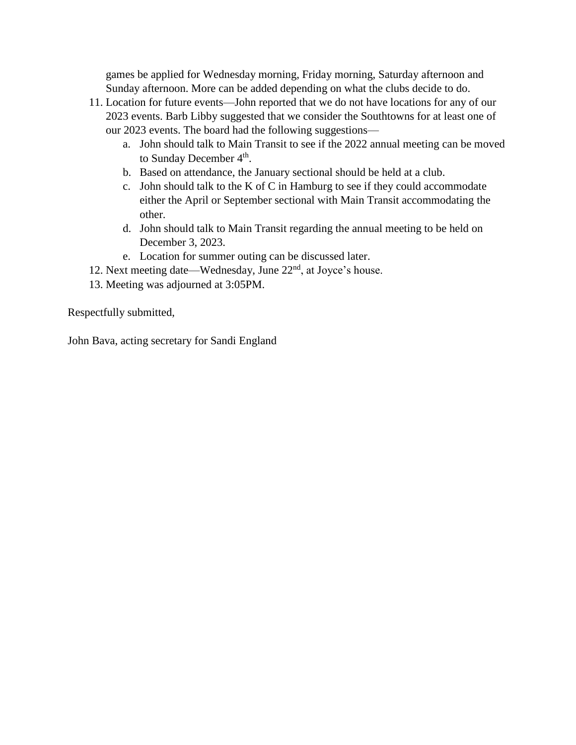games be applied for Wednesday morning, Friday morning, Saturday afternoon and Sunday afternoon. More can be added depending on what the clubs decide to do.

11. Location for future events—John reported that we do not have locations for any of our 2023 events. Barb Libby suggested that we consider the Southtowns for at least one of our 2023 events. The board had the following suggestions—
    a. John should talk to Main Transit to see if the 2022 annual meeting can be moved to Sunday December 4th.
    b. Based on attendance, the January sectional should be held at a club.
    c. John should talk to the K of C in Hamburg to see if they could accommodate either the April or September sectional with Main Transit accommodating the other.
    d. John should talk to Main Transit regarding the annual meeting to be held on December 3, 2023.
    e. Location for summer outing can be discussed later.
12. Next meeting date—Wednesday, June 22nd, at Joyce's house.
13. Meeting was adjourned at 3:05PM.

Respectfully submitted,

John Bava, acting secretary for Sandi England